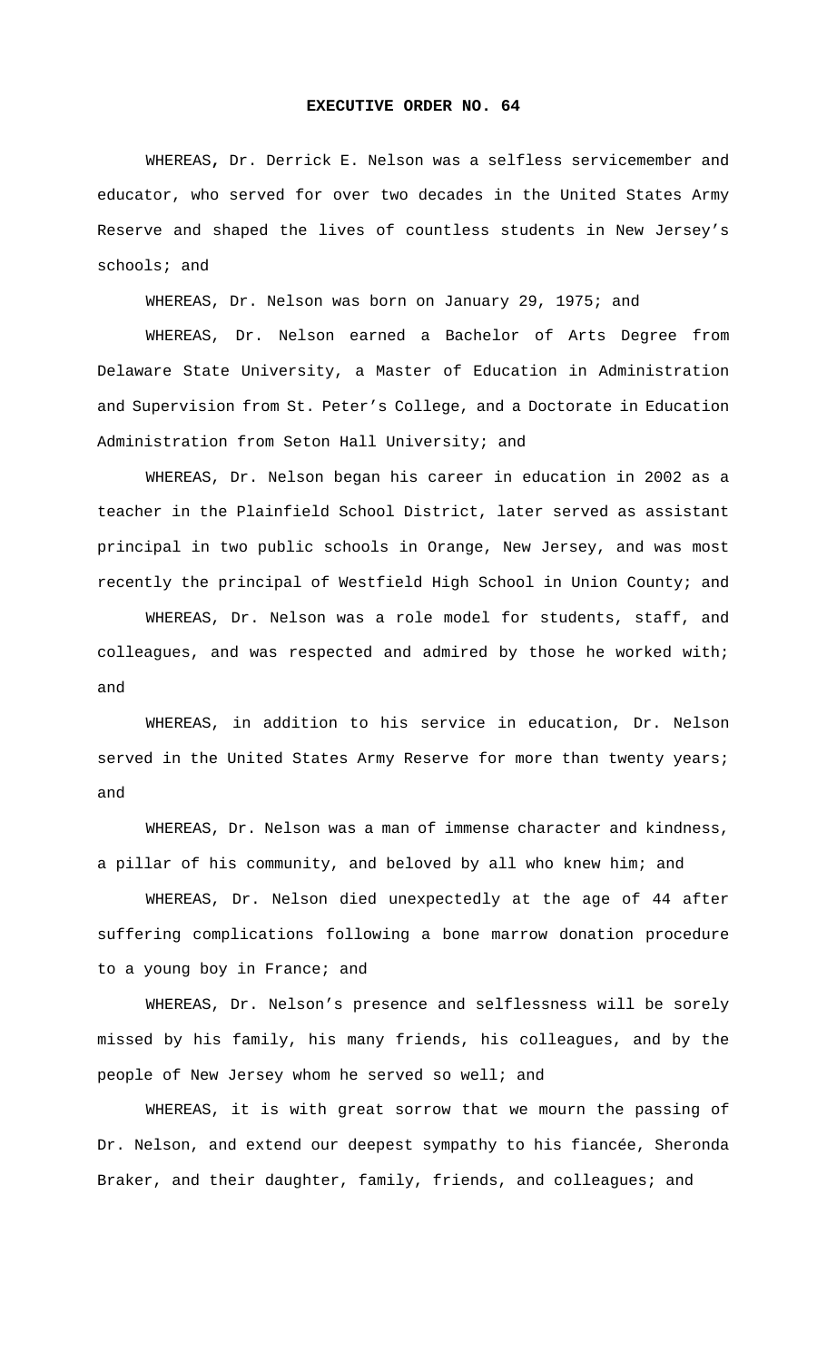**EXECUTIVE ORDER NO. 64**

WHEREAS, Dr. Derrick E. Nelson was a selfless servicemember and educator, who served for over two decades in the United States Army Reserve and shaped the lives of countless students in New Jersey's schools; and

WHEREAS, Dr. Nelson was born on January 29, 1975; and

WHEREAS, Dr. Nelson earned a Bachelor of Arts Degree from Delaware State University, a Master of Education in Administration and Supervision from St. Peter's College, and a Doctorate in Education Administration from Seton Hall University; and

WHEREAS, Dr. Nelson began his career in education in 2002 as a teacher in the Plainfield School District, later served as assistant principal in two public schools in Orange, New Jersey, and was most recently the principal of Westfield High School in Union County; and

WHEREAS, Dr. Nelson was a role model for students, staff, and colleagues, and was respected and admired by those he worked with; and

WHEREAS, in addition to his service in education, Dr. Nelson served in the United States Army Reserve for more than twenty years; and

WHEREAS, Dr. Nelson was a man of immense character and kindness, a pillar of his community, and beloved by all who knew him; and

WHEREAS, Dr. Nelson died unexpectedly at the age of 44 after suffering complications following a bone marrow donation procedure to a young boy in France; and

WHEREAS, Dr. Nelson's presence and selflessness will be sorely missed by his family, his many friends, his colleagues, and by the people of New Jersey whom he served so well; and

WHEREAS, it is with great sorrow that we mourn the passing of Dr. Nelson, and extend our deepest sympathy to his fiancée, Sheronda Braker, and their daughter, family, friends, and colleagues; and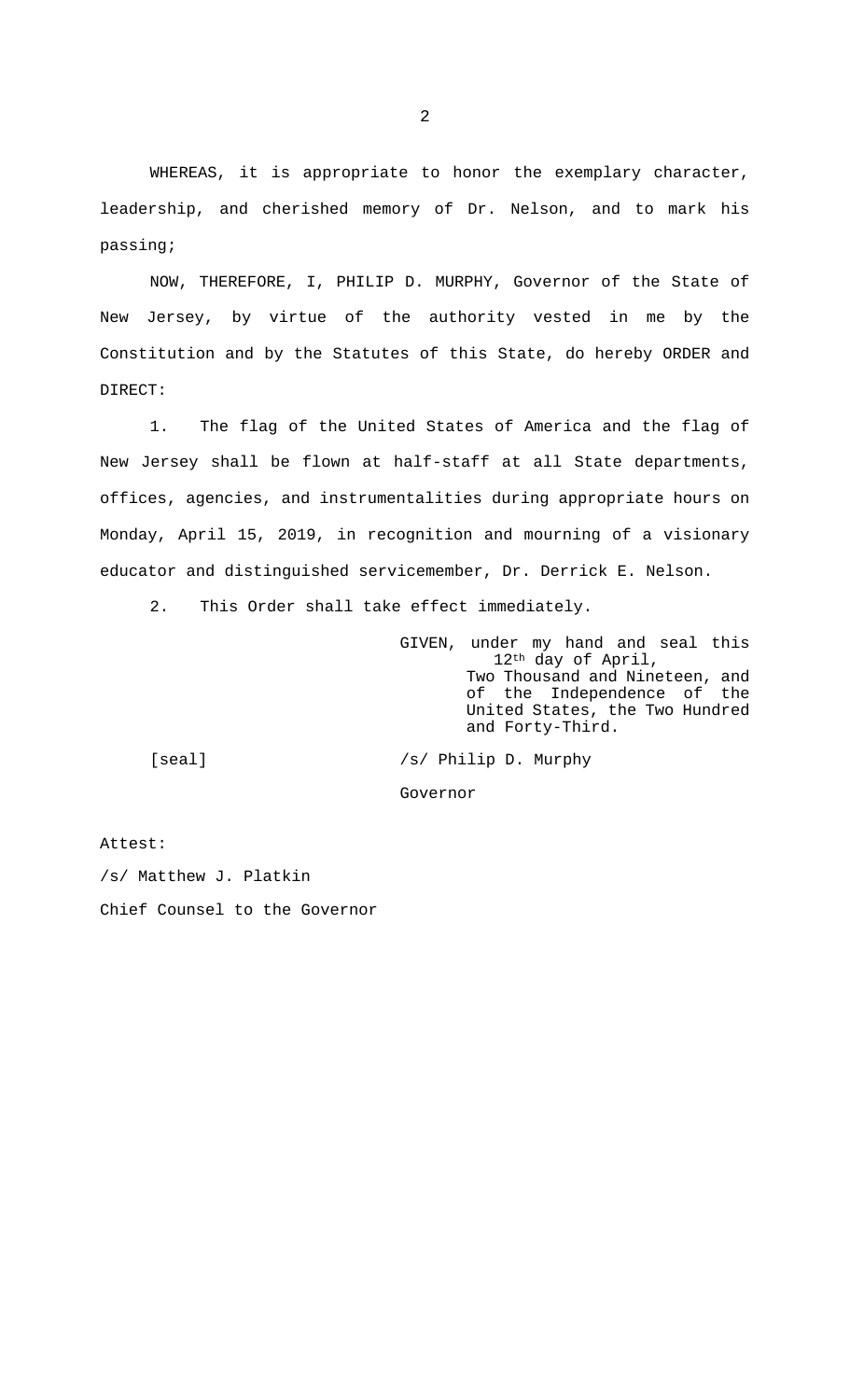WHEREAS, it is appropriate to honor the exemplary character, leadership, and cherished memory of Dr. Nelson, and to mark his passing;

NOW, THEREFORE, I, PHILIP D. MURPHY, Governor of the State of New Jersey, by virtue of the authority vested in me by the Constitution and by the Statutes of this State, do hereby ORDER and DIRECT:

1. The flag of the United States of America and the flag of New Jersey shall be flown at half-staff at all State departments, offices, agencies, and instrumentalities during appropriate hours on Monday, April 15, 2019, in recognition and mourning of a visionary educator and distinguished servicemember, Dr. Derrick E. Nelson.

2. This Order shall take effect immediately.

GIVEN, under my hand and seal this 12th day of April, Two Thousand and Nineteen, and of the Independence of the United States, the Two Hundred and Forty-Third.

[seal]

/s/ Philip D. Murphy

Governor

Attest:

/s/ Matthew J. Platkin

Chief Counsel to the Governor